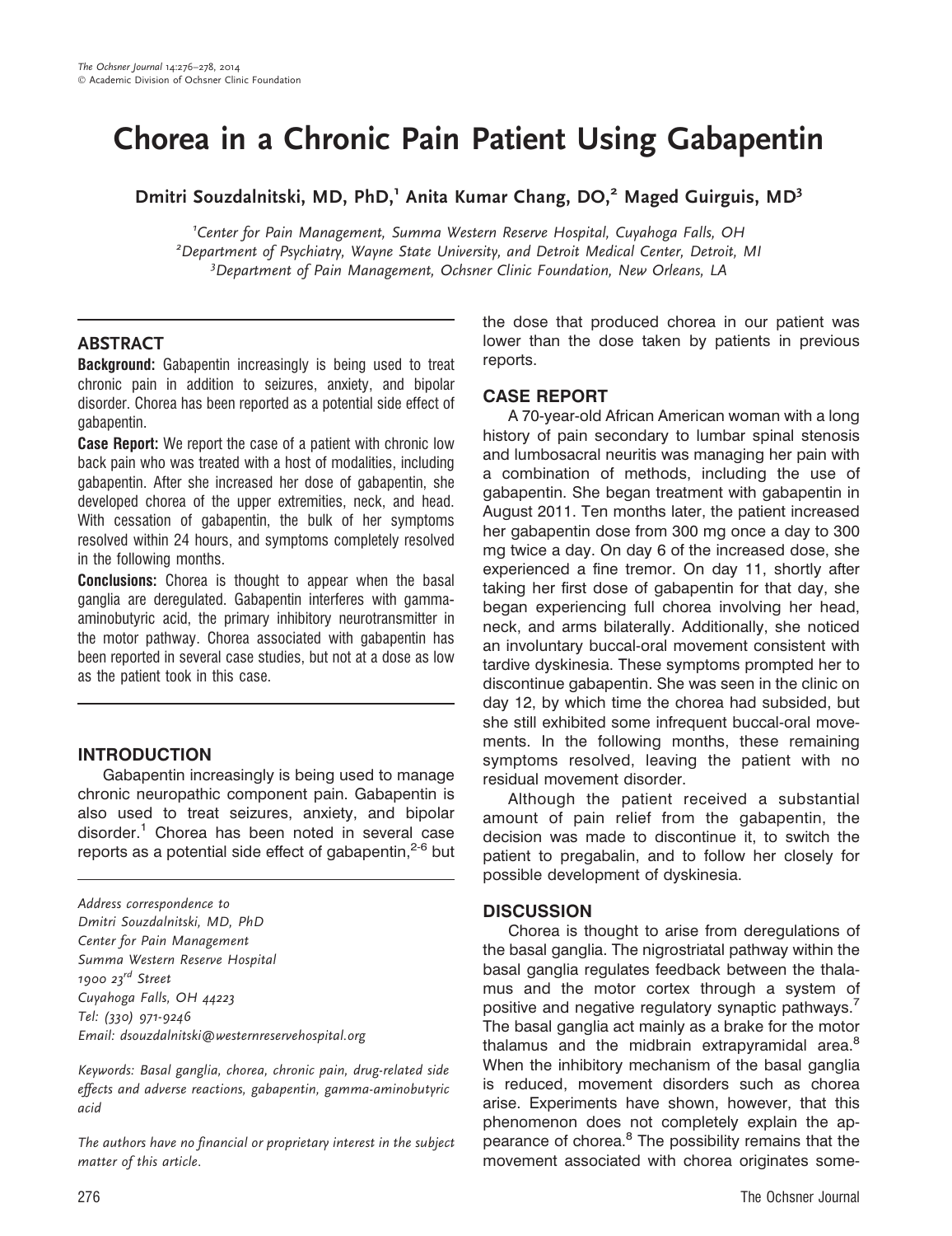# Chorea in a Chronic Pain Patient Using Gabapentin

**Dmitri Souzdalnitski, MD, PhD,[1] Anita Kumar Chang, DO,[2] Maged Guirguis, MD[3]**

[1]*Center for Pain Management, Summa Western Reserve Hospital, Cuyahoga Falls, OH*
[2]*Department of Psychiatry, Wayne State University, and Detroit Medical Center, Detroit, MI*
[3]*Department of Pain Management, Ochsner Clinic Foundation, New Orleans, LA*

## ABSTRACT

**Background:** Gabapentin increasingly is being used to treat chronic pain in addition to seizures, anxiety, and bipolar disorder. Chorea has been reported as a potential side effect of gabapentin.

**Case Report:** We report the case of a patient with chronic low back pain who was treated with a host of modalities, including gabapentin. After she increased her dose of gabapentin, she developed chorea of the upper extremities, neck, and head. With cessation of gabapentin, the bulk of her symptoms resolved within 24 hours, and symptoms completely resolved in the following months.

**Conclusions:** Chorea is thought to appear when the basal ganglia are deregulated. Gabapentin interferes with gamma-aminobutyric acid, the primary inhibitory neurotransmitter in the motor pathway. Chorea associated with gabapentin has been reported in several case studies, but not at a dose as low as the patient took in this case.

## INTRODUCTION

Gabapentin increasingly is being used to manage chronic neuropathic component pain. Gabapentin is also used to treat seizures, anxiety, and bipolar disorder.[1] Chorea has been noted in several case reports as a potential side effect of gabapentin,[2-6] but the dose that produced chorea in our patient was lower than the dose taken by patients in previous reports.

*Address correspondence to*
*Dmitri Souzdalnitski, MD, PhD*
*Center for Pain Management*
*Summa Western Reserve Hospital*
*1900 23rd Street*
*Cuyahoga Falls, OH 44223*
*Tel: (330) 971-9246*
*Email: dsouzdalnitski@westernreservehospital.org*

*Keywords: Basal ganglia, chorea, chronic pain, drug-related side effects and adverse reactions, gabapentin, gamma-aminobutyric acid*

*The authors have no financial or proprietary interest in the subject matter of this article.*

## CASE REPORT

A 70-year-old African American woman with a long history of pain secondary to lumbar spinal stenosis and lumbosacral neuritis was managing her pain with a combination of methods, including the use of gabapentin. She began treatment with gabapentin in August 2011. Ten months later, the patient increased her gabapentin dose from 300 mg once a day to 300 mg twice a day. On day 6 of the increased dose, she experienced a fine tremor. On day 11, shortly after taking her first dose of gabapentin for that day, she began experiencing full chorea involving her head, neck, and arms bilaterally. Additionally, she noticed an involuntary buccal-oral movement consistent with tardive dyskinesia. These symptoms prompted her to discontinue gabapentin. She was seen in the clinic on day 12, by which time the chorea had subsided, but she still exhibited some infrequent buccal-oral movements. In the following months, these remaining symptoms resolved, leaving the patient with no residual movement disorder.

Although the patient received a substantial amount of pain relief from the gabapentin, the decision was made to discontinue it, to switch the patient to pregabalin, and to follow her closely for possible development of dyskinesia.

## DISCUSSION

Chorea is thought to arise from deregulations of the basal ganglia. The nigrostriatal pathway within the basal ganglia regulates feedback between the thalamus and the motor cortex through a system of positive and negative regulatory synaptic pathways.[7] The basal ganglia act mainly as a brake for the motor thalamus and the midbrain extrapyramidal area.[8] When the inhibitory mechanism of the basal ganglia is reduced, movement disorders such as chorea arise. Experiments have shown, however, that this phenomenon does not completely explain the appearance of chorea.[8] The possibility remains that the movement associated with chorea originates some-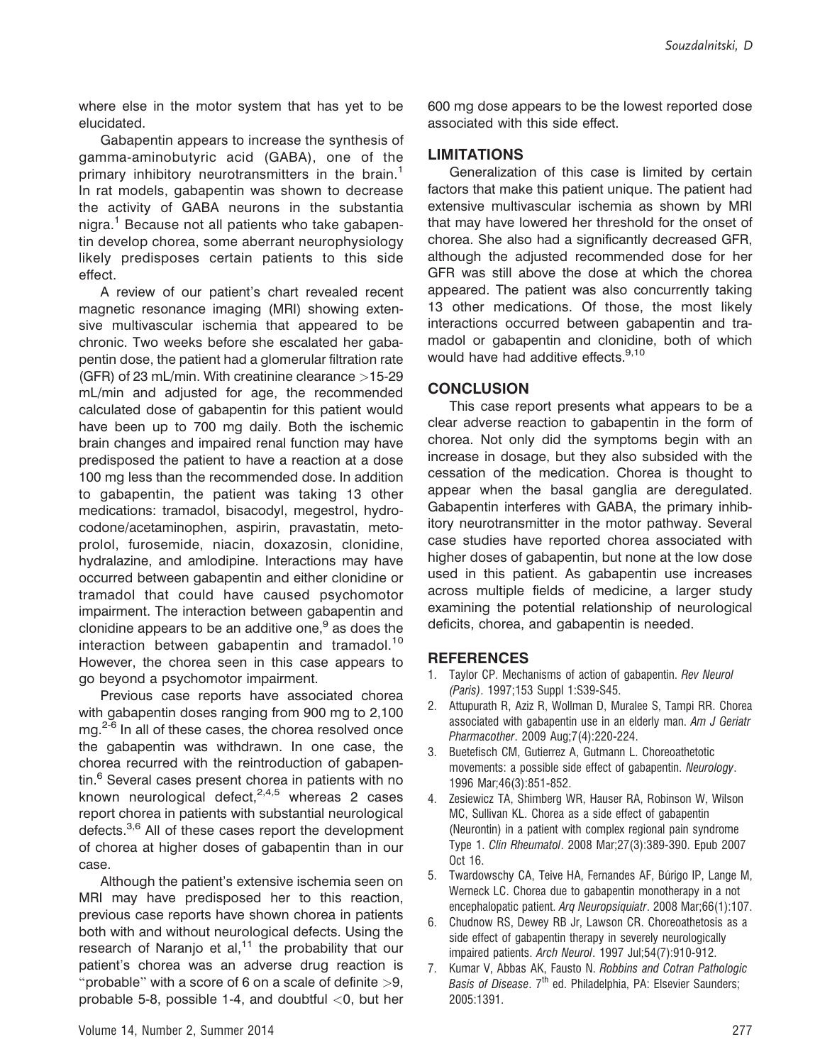where else in the motor system that has yet to be elucidated.

Gabapentin appears to increase the synthesis of gamma-aminobutyric acid (GABA), one of the primary inhibitory neurotransmitters in the brain.[1] In rat models, gabapentin was shown to decrease the activity of GABA neurons in the substantia nigra.[1] Because not all patients who take gabapentin develop chorea, some aberrant neurophysiology likely predisposes certain patients to this side effect.

A review of our patient's chart revealed recent magnetic resonance imaging (MRI) showing extensive multivascular ischemia that appeared to be chronic. Two weeks before she escalated her gabapentin dose, the patient had a glomerular filtration rate (GFR) of 23 mL/min. With creatinine clearance >15-29 mL/min and adjusted for age, the recommended calculated dose of gabapentin for this patient would have been up to 700 mg daily. Both the ischemic brain changes and impaired renal function may have predisposed the patient to have a reaction at a dose 100 mg less than the recommended dose. In addition to gabapentin, the patient was taking 13 other medications: tramadol, bisacodyl, megestrol, hydrocodone/acetaminophen, aspirin, pravastatin, metoprolol, furosemide, niacin, doxazosin, clonidine, hydralazine, and amlodipine. Interactions may have occurred between gabapentin and either clonidine or tramadol that could have caused psychomotor impairment. The interaction between gabapentin and clonidine appears to be an additive one,[9] as does the interaction between gabapentin and tramadol.[10] However, the chorea seen in this case appears to go beyond a psychomotor impairment.

Previous case reports have associated chorea with gabapentin doses ranging from 900 mg to 2,100 mg.[2-6] In all of these cases, the chorea resolved once the gabapentin was withdrawn. In one case, the chorea recurred with the reintroduction of gabapentin.[6] Several cases present chorea in patients with no known neurological defect,[2,4,5] whereas 2 cases report chorea in patients with substantial neurological defects.[3,6] All of these cases report the development of chorea at higher doses of gabapentin than in our case.

Although the patient's extensive ischemia seen on MRI may have predisposed her to this reaction, previous case reports have shown chorea in patients both with and without neurological defects. Using the research of Naranjo et al,[11] the probability that our patient's chorea was an adverse drug reaction is "probable" with a score of 6 on a scale of definite >9, probable 5-8, possible 1-4, and doubtful <0, but her 600 mg dose appears to be the lowest reported dose associated with this side effect.

## LIMITATIONS

Generalization of this case is limited by certain factors that make this patient unique. The patient had extensive multivascular ischemia as shown by MRI that may have lowered her threshold for the onset of chorea. She also had a significantly decreased GFR, although the adjusted recommended dose for her GFR was still above the dose at which the chorea appeared. The patient was also concurrently taking 13 other medications. Of those, the most likely interactions occurred between gabapentin and tramadol or gabapentin and clonidine, both of which would have had additive effects.[9,10]

## CONCLUSION

This case report presents what appears to be a clear adverse reaction to gabapentin in the form of chorea. Not only did the symptoms begin with an increase in dosage, but they also subsided with the cessation of the medication. Chorea is thought to appear when the basal ganglia are deregulated. Gabapentin interferes with GABA, the primary inhibitory neurotransmitter in the motor pathway. Several case studies have reported chorea associated with higher doses of gabapentin, but none at the low dose used in this patient. As gabapentin use increases across multiple fields of medicine, a larger study examining the potential relationship of neurological deficits, chorea, and gabapentin is needed.

## REFERENCES

1. Taylor CP. Mechanisms of action of gabapentin. *Rev Neurol (Paris)*. 1997;153 Suppl 1:S39-S45.
2. Attupurath R, Aziz R, Wollman D, Muralee S, Tampi RR. Chorea associated with gabapentin use in an elderly man. *Am J Geriatr Pharmacother*. 2009 Aug;7(4):220-224.
3. Buetefisch CM, Gutierrez A, Gutmann L. Choreoathetotic movements: a possible side effect of gabapentin. *Neurology*. 1996 Mar;46(3):851-852.
4. Zesiewicz TA, Shimberg WR, Hauser RA, Robinson W, Wilson MC, Sullivan KL. Chorea as a side effect of gabapentin (Neurontin) in a patient with complex regional pain syndrome Type 1. *Clin Rheumatol*. 2008 Mar;27(3):389-390. Epub 2007 Oct 16.
5. Twardowschy CA, Teive HA, Fernandes AF, Búrigo IP, Lange M, Werneck LC. Chorea due to gabapentin monotherapy in a not encephalopatic patient. *Arq Neuropsiquiatr*. 2008 Mar;66(1):107.
6. Chudnow RS, Dewey RB Jr, Lawson CR. Choreoathetosis as a side effect of gabapentin therapy in severely neurologically impaired patients. *Arch Neurol*. 1997 Jul;54(7):910-912.
7. Kumar V, Abbas AK, Fausto N. *Robbins and Cotran Pathologic Basis of Disease*. 7th ed. Philadelphia, PA: Elsevier Saunders; 2005:1391.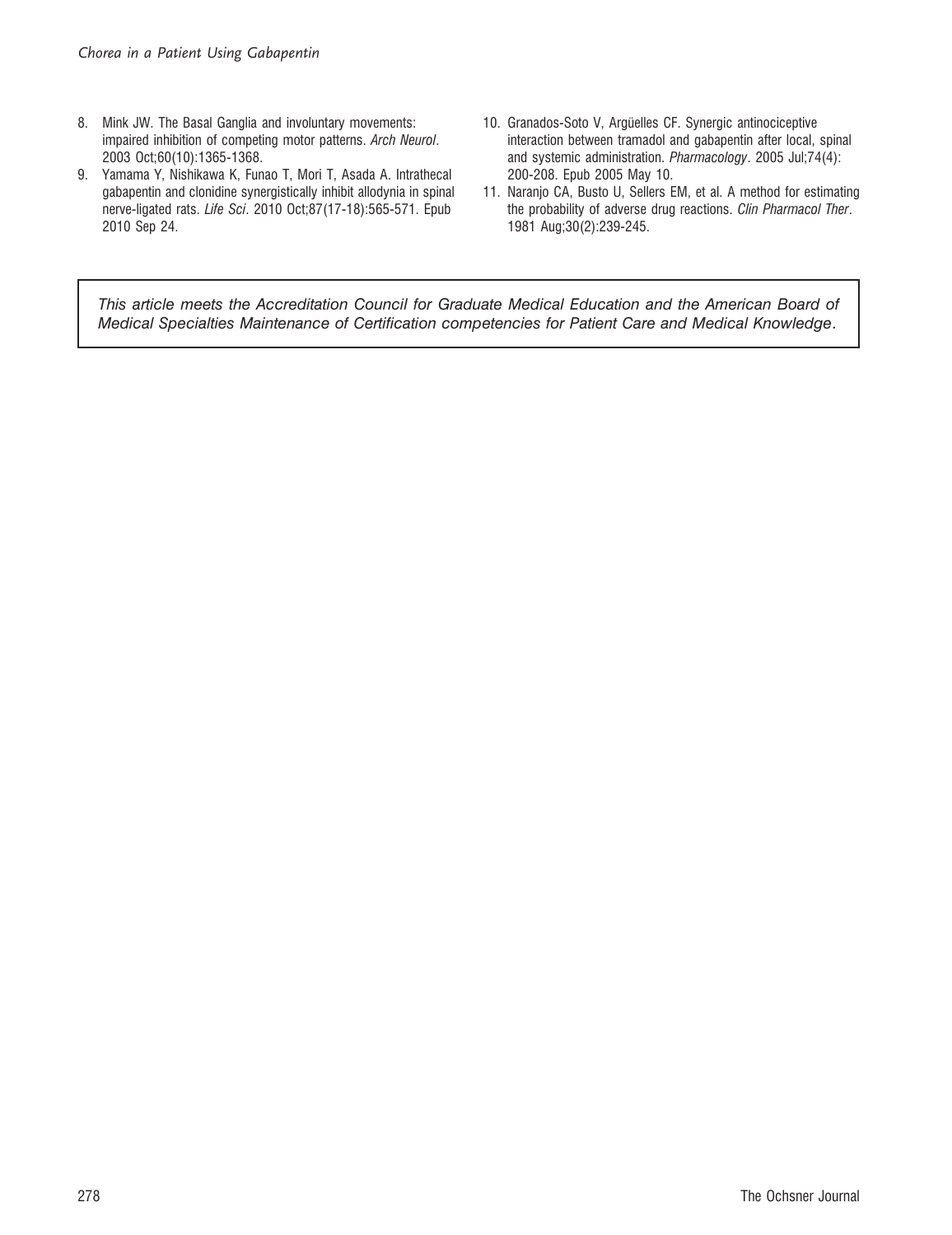8. Mink JW. The Basal Ganglia and involuntary movements: impaired inhibition of competing motor patterns. *Arch Neurol*. 2003 Oct;60(10):1365-1368.
9. Yamama Y, Nishikawa K, Funao T, Mori T, Asada A. Intrathecal gabapentin and clonidine synergistically inhibit allodynia in spinal nerve-ligated rats. *Life Sci*. 2010 Oct;87(17-18):565-571. Epub 2010 Sep 24.
10. Granados-Soto V, Argüelles CF. Synergic antinociceptive interaction between tramadol and gabapentin after local, spinal and systemic administration. *Pharmacology*. 2005 Jul;74(4): 200-208. Epub 2005 May 10.
11. Naranjo CA, Busto U, Sellers EM, et al. A method for estimating the probability of adverse drug reactions. *Clin Pharmacol Ther*. 1981 Aug;30(2):239-245.

*This article meets the Accreditation Council for Graduate Medical Education and the American Board of Medical Specialties Maintenance of Certification competencies for Patient Care and Medical Knowledge.*